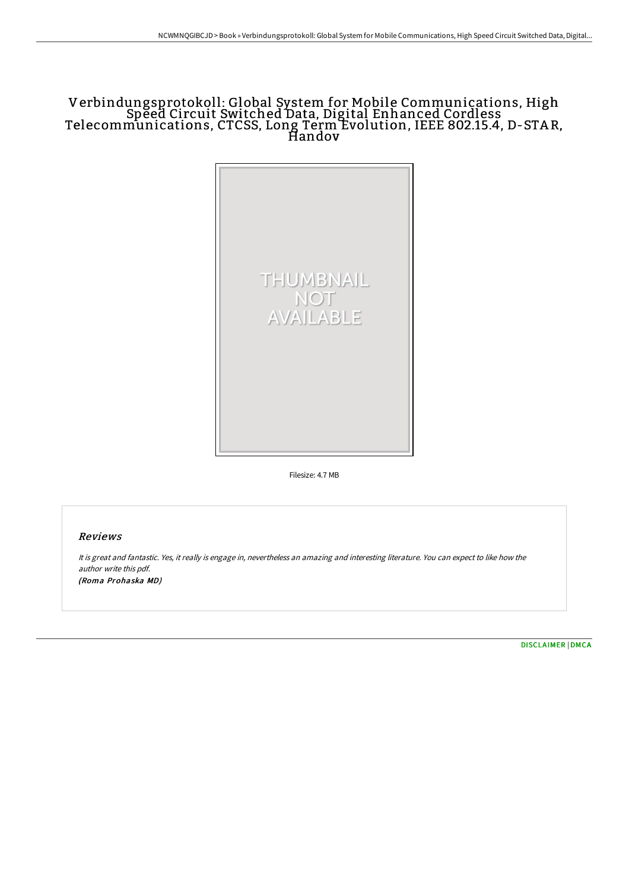# Verbindungsprotokoll: Global System for Mobile Communications, High Speed Circuit Switched Data, Digital Enhanced Cordless Telecommunications, CTCSS, Long Term Evolution, IEEE 802.15.4, D-STAR, Handov

Filesize: 4.7 MB

## Reviews

*It is great and fantastic. Yes, it really is engage in, nevertheless an amazing and interesting literature. You can expect to like how the author write this pdf.*
*(Roma Prohaska MD)*

DISCLAIMER | DMCA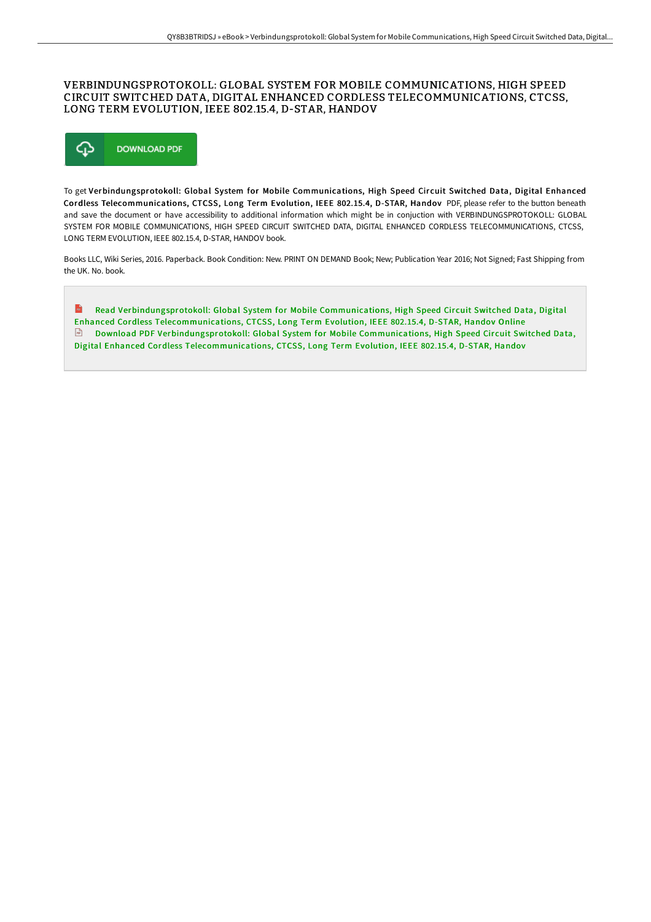# VERBINDUNGSPROTOKOLL: GLOBAL SYSTEM FOR MOBILE COMMUNICATIONS, HIGH SPEED CIRCUIT SWITCHED DATA, DIGITAL ENHANCED CORDLESS TELECOMMUNICATIONS, CTCSS, LONG TERM EVOLUTION, IEEE 802.15.4, D-STAR, HANDOV

DOWNLOAD PDF

To get **Verbindungsprotokoll: Global System for Mobile Communications, High Speed Circuit Switched Data, Digital Enhanced Cordless Telecommunications, CTCSS, Long Term Evolution, IEEE 802.15.4, D-STAR, Handov** PDF, please refer to the button beneath and save the document or have accessibility to additional information which might be in conjuction with VERBINDUNGSPROTOKOLL: GLOBAL SYSTEM FOR MOBILE COMMUNICATIONS, HIGH SPEED CIRCUIT SWITCHED DATA, DIGITAL ENHANCED CORDLESS TELECOMMUNICATIONS, CTCSS, LONG TERM EVOLUTION, IEEE 802.15.4, D-STAR, HANDOV book.

Books LLC, Wiki Series, 2016. Paperback. Book Condition: New. PRINT ON DEMAND Book; New; Publication Year 2016; Not Signed; Fast Shipping from the UK. No. book.

Read Verbindungsprotokoll: Global System for Mobile Communications, High Speed Circuit Switched Data, Digital Enhanced Cordless Telecommunications, CTCSS, Long Term Evolution, IEEE 802.15.4, D-STAR, Handov Online

Download PDF Verbindungsprotokoll: Global System for Mobile Communications, High Speed Circuit Switched Data, Digital Enhanced Cordless Telecommunications, CTCSS, Long Term Evolution, IEEE 802.15.4, D-STAR, Handov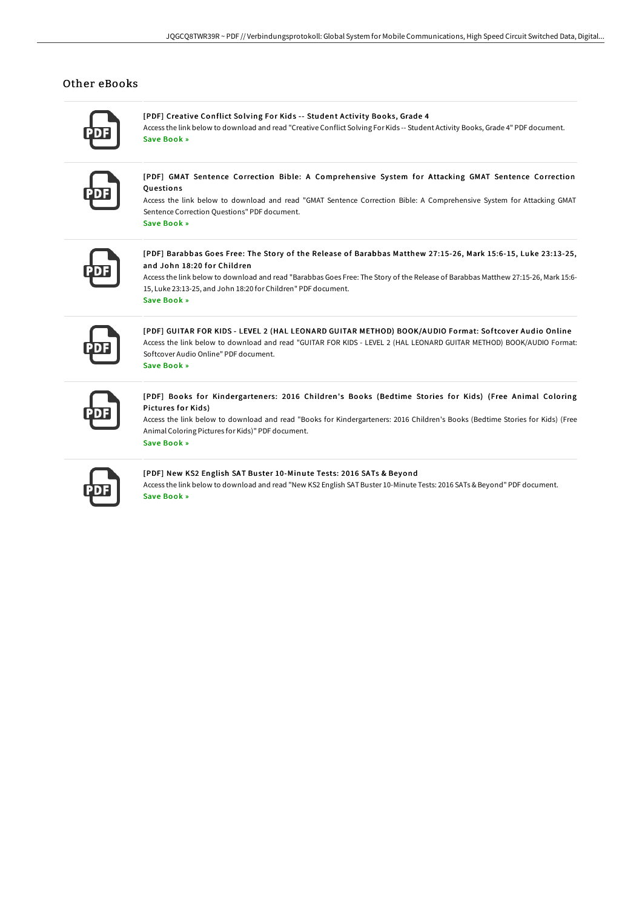## Other eBooks

**[PDF] Creative Conflict Solving For Kids -- Student Activity Books, Grade 4**

Access the link below to download and read "Creative Conflict Solving For Kids -- Student Activity Books, Grade 4" PDF document.

Save Book »

**[PDF] GMAT Sentence Correction Bible: A Comprehensive System for Attacking GMAT Sentence Correction Questions**

Access the link below to download and read "GMAT Sentence Correction Bible: A Comprehensive System for Attacking GMAT Sentence Correction Questions" PDF document.

Save Book »

**[PDF] Barabbas Goes Free: The Story of the Release of Barabbas Matthew 27:15-26, Mark 15:6-15, Luke 23:13-25, and John 18:20 for Children**

Access the link below to download and read "Barabbas Goes Free: The Story of the Release of Barabbas Matthew 27:15-26, Mark 15:6-15, Luke 23:13-25, and John 18:20 for Children" PDF document.

Save Book »

**[PDF] GUITAR FOR KIDS - LEVEL 2 (HAL LEONARD GUITAR METHOD) BOOK/AUDIO Format: Softcover Audio Online**

Access the link below to download and read "GUITAR FOR KIDS - LEVEL 2 (HAL LEONARD GUITAR METHOD) BOOK/AUDIO Format: Softcover Audio Online" PDF document.

Save Book »

**[PDF] Books for Kindergarteners: 2016 Children's Books (Bedtime Stories for Kids) (Free Animal Coloring Pictures for Kids)**

Access the link below to download and read "Books for Kindergarteners: 2016 Children's Books (Bedtime Stories for Kids) (Free Animal Coloring Pictures for Kids)" PDF document.

Save Book »

**[PDF] New KS2 English SAT Buster 10-Minute Tests: 2016 SATs & Beyond**

Access the link below to download and read "New KS2 English SAT Buster 10-Minute Tests: 2016 SATs & Beyond" PDF document.

Save Book »